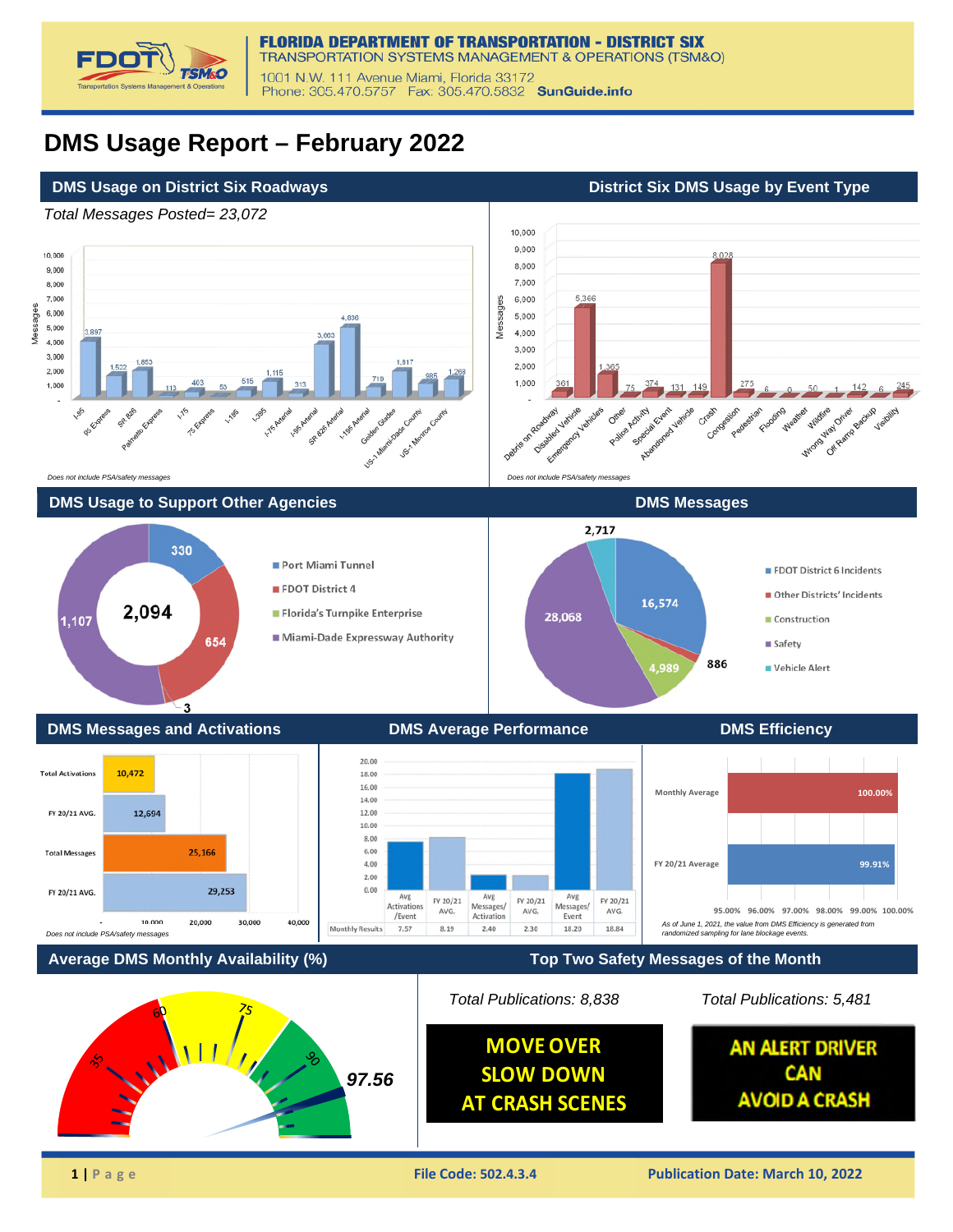**FLORIDA DEPARTMENT OF TRANSPORTATION - DISTRICT SIX**
TRANSPORTATION SYSTEMS MANAGEMENT & OPERATIONS (TSM&O)
1001 N.W. 111 Avenue Miami, Florida 33172
Phone: 305.470.5757 Fax: 305.470.5832 SunGuide.info

# DMS Usage Report – February 2022

## DMS Usage on District Six Roadways

*Total Messages Posted= 23,072*

| Roadway | Messages |
|---|---|
| I-95 | 3,897 |
| 95 Express | 1,522 |
| SR 826 | 1,853 |
| Palmetto Express | 113 |
| I-75 | 403 |
| 75 Express | 53 |
| I-195 | 515 |
| I-395 | 1,115 |
| I-75 Arterial | 313 |
| I-95 Arterial | 3,663 |
| SR 826 Arterial | 4,836 |
| I-195 Arterial | 719 |
| Golden Glades | 1,817 |
| US-1 Miami-Dade County | 885 |
| US-1 Monroe County | 1,268 |

*Does not include PSA/safety messages*

## District Six DMS Usage by Event Type

| Event Type | Messages |
|---|---|
| Debris on Roadway | 361 |
| Disabled Vehicle | 5,366 |
| Emergency Vehicles | 1,365 |
| Other | 75 |
| Police Activity | 374 |
| Special Event | 131 |
| Abandoned Vehicle | 149 |
| Crash | 8,028 |
| Congestion | 275 |
| Pedestrian | 6 |
| Flooding | 0 |
| Weather | 50 |
| Wildfire | 1 |
| Wrong Way Driver | 142 |
| Off Ramp Backup | 6 |
| Visibility | 245 |

*Does not include PSA/safety messages*

## DMS Usage to Support Other Agencies

Total: 2,094

| Agency | Messages |
|---|---|
| Port Miami Tunnel | 330 |
| FDOT District 4 | 654 |
| Florida's Turnpike Enterprise | 3 |
| Miami-Dade Expressway Authority | 1,107 |

## DMS Messages

| Category | Messages |
|---|---|
| FDOT District 6 Incidents | 16,574 |
| Other Districts' Incidents | 886 |
| Construction | 4,989 |
| Safety | 28,068 |
| Vehicle Alert | 2,717 |

## DMS Messages and Activations

| | Value |
|---|---|
| Total Activations | 10,472 |
| FY 20/21 AVG. | 12,694 |
| Total Messages | 25,166 |
| FY 20/21 AVG. | 29,253 |

*Does not include PSA/safety messages*

## DMS Average Performance

| | Avg Activations /Event | FY 20/21 AVG. | Avg Messages/ Activation | FY 20/21 AVG. | Avg Messages/ Event | FY 20/21 AVG. |
|---|---|---|---|---|---|---|
| Monthly Results | 7.57 | 8.19 | 2.40 | 2.30 | 18.20 | 18.84 |

## DMS Efficiency

| | Efficiency |
|---|---|
| Monthly Average | 100.00% |
| FY 20/21 Average | 99.91% |

*As of June 1, 2021, the value from DMS Efficiency is generated from randomized sampling for lane blockage events.*

## Average DMS Monthly Availability (%)

97.56

## Top Two Safety Messages of the Month

*Total Publications: 8,838*

MOVE OVER
SLOW DOWN
AT CRASH SCENES

*Total Publications: 5,481*

AN ALERT DRIVER
CAN
AVOID A CRASH

File Code: 502.4.3.4 | Publication Date: March 10, 2022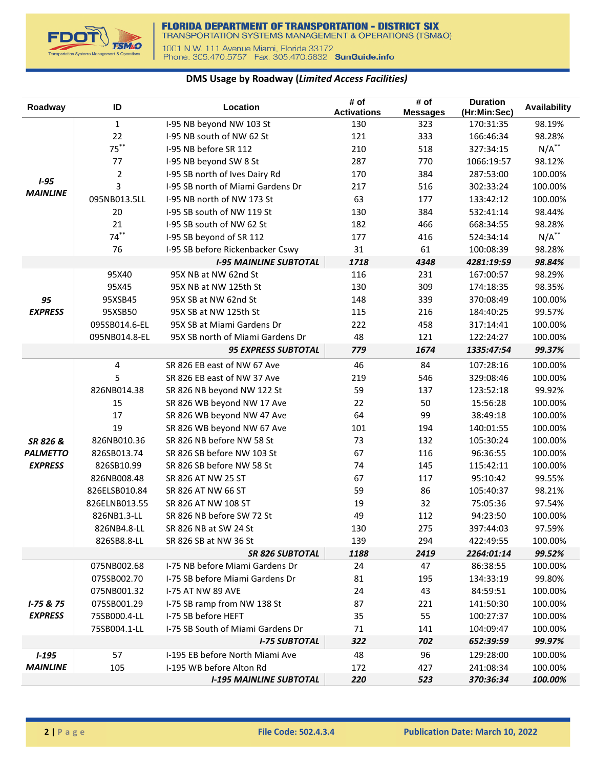**DMS Usage by Roadway (*Limited Access Facilities*)**

| Roadway | ID | Location | # of Activations | # of Messages | Duration (Hr:Min:Sec) | Availability |
|---|---|---|---|---|---|---|
| ***I-95 MAINLINE*** | 1 | I-95 NB beyond NW 103 St | 130 | 323 | 170:31:35 | 98.19% |
| | 22 | I-95 NB south of NW 62 St | 121 | 333 | 166:46:34 | 98.28% |
| | 75** | I-95 NB before SR 112 | 210 | 518 | 327:34:15 | N/A** |
| | 77 | I-95 NB beyond SW 8 St | 287 | 770 | 1066:19:57 | 98.12% |
| | 2 | I-95 SB north of Ives Dairy Rd | 170 | 384 | 287:53:00 | 100.00% |
| | 3 | I-95 SB north of Miami Gardens Dr | 217 | 516 | 302:33:24 | 100.00% |
| | 095NB013.5LL | I-95 NB north of NW 173 St | 63 | 177 | 133:42:12 | 100.00% |
| | 20 | I-95 SB south of NW 119 St | 130 | 384 | 532:41:14 | 98.44% |
| | 21 | I-95 SB south of NW 62 St | 182 | 466 | 668:34:55 | 98.28% |
| | 74** | I-95 SB beyond of SR 112 | 177 | 416 | 524:34:14 | N/A** |
| | 76 | I-95 SB before Rickenbacker Cswy | 31 | 61 | 100:08:39 | 98.28% |
| | | ***I-95 MAINLINE SUBTOTAL*** | ***1718*** | ***4348*** | ***4281:19:59*** | ***98.84%*** |
| ***95 EXPRESS*** | 95X40 | 95X NB at NW 62nd St | 116 | 231 | 167:00:57 | 98.29% |
| | 95X45 | 95X NB at NW 125th St | 130 | 309 | 174:18:35 | 98.35% |
| | 95XSB45 | 95X SB at NW 62nd St | 148 | 339 | 370:08:49 | 100.00% |
| | 95XSB50 | 95X SB at NW 125th St | 115 | 216 | 184:40:25 | 99.57% |
| | 095SB014.6-EL | 95X SB at Miami Gardens Dr | 222 | 458 | 317:14:41 | 100.00% |
| | 095NB014.8-EL | 95X SB north of Miami Gardens Dr | 48 | 121 | 122:24:27 | 100.00% |
| | | ***95 EXPRESS SUBTOTAL*** | ***779*** | ***1674*** | ***1335:47:54*** | ***99.37%*** |
| ***SR 826 & PALMETTO EXPRESS*** | 4 | SR 826 EB east of NW 67 Ave | 46 | 84 | 107:28:16 | 100.00% |
| | 5 | SR 826 EB east of NW 37 Ave | 219 | 546 | 329:08:46 | 100.00% |
| | 826NB014.38 | SR 826 NB beyond NW 122 St | 59 | 137 | 123:52:18 | 99.92% |
| | 15 | SR 826 WB beyond NW 17 Ave | 22 | 50 | 15:56:28 | 100.00% |
| | 17 | SR 826 WB beyond NW 47 Ave | 64 | 99 | 38:49:18 | 100.00% |
| | 19 | SR 826 WB beyond NW 67 Ave | 101 | 194 | 140:01:55 | 100.00% |
| | 826NB010.36 | SR 826 NB before NW 58 St | 73 | 132 | 105:30:24 | 100.00% |
| | 826SB013.74 | SR 826 SB before NW 103 St | 67 | 116 | 96:36:55 | 100.00% |
| | 826SB10.99 | SR 826 SB before NW 58 St | 74 | 145 | 115:42:11 | 100.00% |
| | 826NB008.48 | SR 826 AT NW 25 ST | 67 | 117 | 95:10:42 | 99.55% |
| | 826ELSB010.84 | SR 826 AT NW 66 ST | 59 | 86 | 105:40:37 | 98.21% |
| | 826ELNB013.55 | SR 826 AT NW 108 ST | 19 | 32 | 75:05:36 | 97.54% |
| | 826NB1.3-LL | SR 826 NB before SW 72 St | 49 | 112 | 94:23:50 | 100.00% |
| | 826NB4.8-LL | SR 826 NB at SW 24 St | 130 | 275 | 397:44:03 | 97.59% |
| | 826SB8.8-LL | SR 826 SB at NW 36 St | 139 | 294 | 422:49:55 | 100.00% |
| | | ***SR 826 SUBTOTAL*** | ***1188*** | ***2419*** | ***2264:01:14*** | ***99.52%*** |
| ***I-75 & 75 EXPRESS*** | 075NB002.68 | I-75 NB before Miami Gardens Dr | 24 | 47 | 86:38:55 | 100.00% |
| | 075SB002.70 | I-75 SB before Miami Gardens Dr | 81 | 195 | 134:33:19 | 99.80% |
| | 075NB001.32 | I-75 AT NW 89 AVE | 24 | 43 | 84:59:51 | 100.00% |
| | 075SB001.29 | I-75 SB ramp from NW 138 St | 87 | 221 | 141:50:30 | 100.00% |
| | 75SB000.4-LL | I-75 SB before HEFT | 35 | 55 | 100:27:37 | 100.00% |
| | 75SB004.1-LL | I-75 SB South of Miami Gardens Dr | 71 | 141 | 104:09:47 | 100.00% |
| | | ***I-75 SUBTOTAL*** | ***322*** | ***702*** | ***652:39:59*** | ***99.97%*** |
| ***I-195 MAINLINE*** | 57 | I-195 EB before North Miami Ave | 48 | 96 | 129:28:00 | 100.00% |
| | 105 | I-195 WB before Alton Rd | 172 | 427 | 241:08:34 | 100.00% |
| | | ***I-195 MAINLINE SUBTOTAL*** | ***220*** | ***523*** | ***370:36:34*** | ***100.00%*** |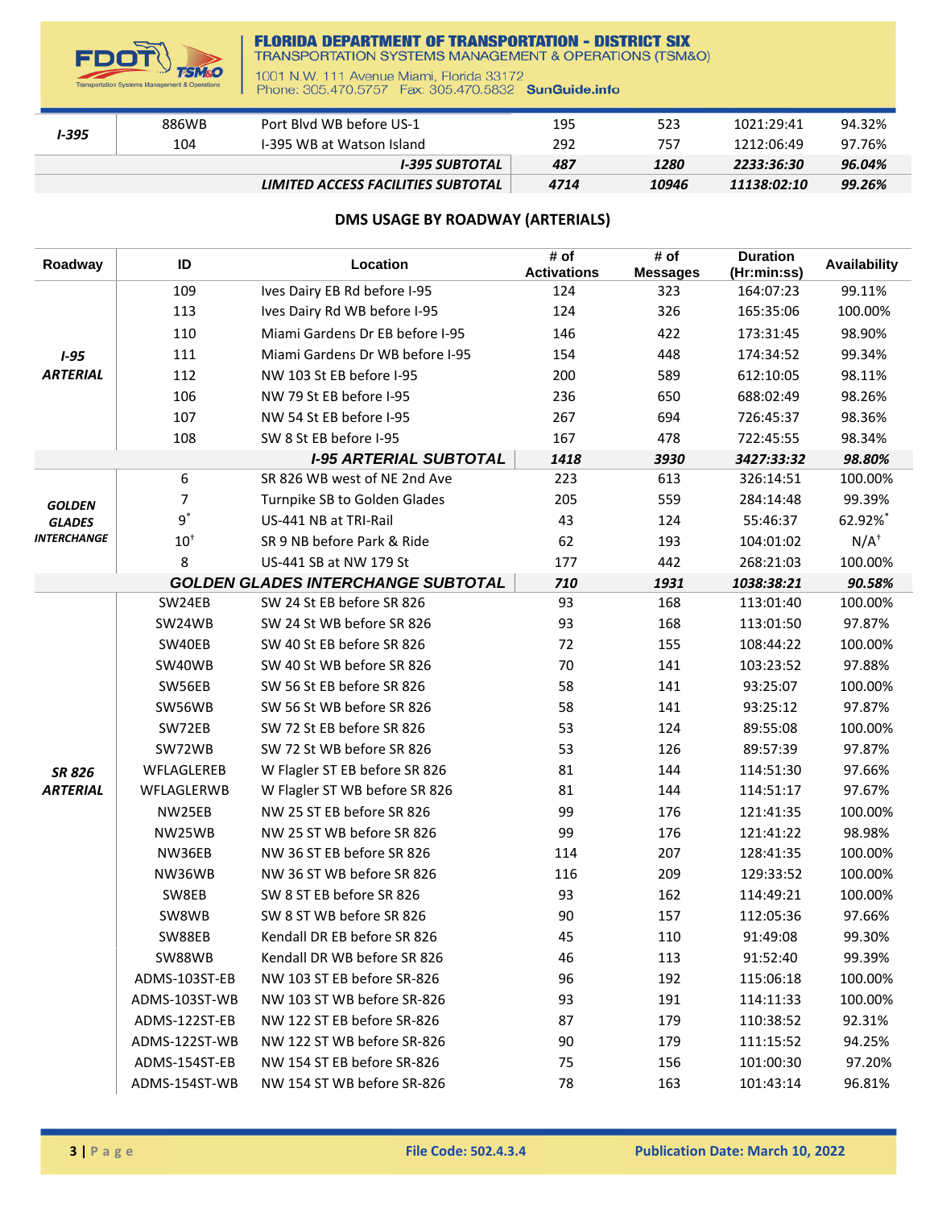| | | | | | | |
|---|---|---|---|---|---|---|
| ***I-395*** | 886WB | Port Blvd WB before US-1 | 195 | 523 | 1021:29:41 | 94.32% |
| | 104 | I-395 WB at Watson Island | 292 | 757 | 1212:06:49 | 97.76% |
| | | ***I-395 SUBTOTAL*** | ***487*** | ***1280*** | ***2233:36:30*** | ***96.04%*** |
| | | ***LIMITED ACCESS FACILITIES SUBTOTAL*** | ***4714*** | ***10946*** | ***11138:02:10*** | ***99.26%*** |

## DMS USAGE BY ROADWAY (ARTERIALS)

| Roadway | ID | Location | # of Activations | # of Messages | Duration (Hr:min:ss) | Availability |
|---|---|---|---|---|---|---|
| ***I-95 ARTERIAL*** | 109 | Ives Dairy EB Rd before I-95 | 124 | 323 | 164:07:23 | 99.11% |
| | 113 | Ives Dairy Rd WB before I-95 | 124 | 326 | 165:35:06 | 100.00% |
| | 110 | Miami Gardens Dr EB before I-95 | 146 | 422 | 173:31:45 | 98.90% |
| | 111 | Miami Gardens Dr WB before I-95 | 154 | 448 | 174:34:52 | 99.34% |
| | 112 | NW 103 St EB before I-95 | 200 | 589 | 612:10:05 | 98.11% |
| | 106 | NW 79 St EB before I-95 | 236 | 650 | 688:02:49 | 98.26% |
| | 107 | NW 54 St EB before I-95 | 267 | 694 | 726:45:37 | 98.36% |
| | 108 | SW 8 St EB before I-95 | 167 | 478 | 722:45:55 | 98.34% |
| | | ***I-95 ARTERIAL SUBTOTAL*** | ***1418*** | ***3930*** | ***3427:33:32*** | ***98.80%*** |
| ***GOLDEN GLADES INTERCHANGE*** | 6 | SR 826 WB west of NE 2nd Ave | 223 | 613 | 326:14:51 | 100.00% |
| | 7 | Turnpike SB to Golden Glades | 205 | 559 | 284:14:48 | 99.39% |
| | 9* | US-441 NB at TRI-Rail | 43 | 124 | 55:46:37 | 62.92%* |
| | 10† | SR 9 NB before Park & Ride | 62 | 193 | 104:01:02 | N/A† |
| | 8 | US-441 SB at NW 179 St | 177 | 442 | 268:21:03 | 100.00% |
| | | ***GOLDEN GLADES INTERCHANGE SUBTOTAL*** | ***710*** | ***1931*** | ***1038:38:21*** | ***90.58%*** |
| ***SR 826 ARTERIAL*** | SW24EB | SW 24 St EB before SR 826 | 93 | 168 | 113:01:40 | 100.00% |
| | SW24WB | SW 24 St WB before SR 826 | 93 | 168 | 113:01:50 | 97.87% |
| | SW40EB | SW 40 St EB before SR 826 | 72 | 155 | 108:44:22 | 100.00% |
| | SW40WB | SW 40 St WB before SR 826 | 70 | 141 | 103:23:52 | 97.88% |
| | SW56EB | SW 56 St EB before SR 826 | 58 | 141 | 93:25:07 | 100.00% |
| | SW56WB | SW 56 St WB before SR 826 | 58 | 141 | 93:25:12 | 97.87% |
| | SW72EB | SW 72 St EB before SR 826 | 53 | 124 | 89:55:08 | 100.00% |
| | SW72WB | SW 72 St WB before SR 826 | 53 | 126 | 89:57:39 | 97.87% |
| | WFLAGLEREB | W Flagler ST EB before SR 826 | 81 | 144 | 114:51:30 | 97.66% |
| | WFLAGLERWB | W Flagler ST WB before SR 826 | 81 | 144 | 114:51:17 | 97.67% |
| | NW25EB | NW 25 ST EB before SR 826 | 99 | 176 | 121:41:35 | 100.00% |
| | NW25WB | NW 25 ST WB before SR 826 | 99 | 176 | 121:41:22 | 98.98% |
| | NW36EB | NW 36 ST EB before SR 826 | 114 | 207 | 128:41:35 | 100.00% |
| | NW36WB | NW 36 ST WB before SR 826 | 116 | 209 | 129:33:52 | 100.00% |
| | SW8EB | SW 8 ST EB before SR 826 | 93 | 162 | 114:49:21 | 100.00% |
| | SW8WB | SW 8 ST WB before SR 826 | 90 | 157 | 112:05:36 | 97.66% |
| | SW88EB | Kendall DR EB before SR 826 | 45 | 110 | 91:49:08 | 99.30% |
| | SW88WB | Kendall DR WB before SR 826 | 46 | 113 | 91:52:40 | 99.39% |
| | ADMS-103ST-EB | NW 103 ST EB before SR-826 | 96 | 192 | 115:06:18 | 100.00% |
| | ADMS-103ST-WB | NW 103 ST WB before SR-826 | 93 | 191 | 114:11:33 | 100.00% |
| | ADMS-122ST-EB | NW 122 ST EB before SR-826 | 87 | 179 | 110:38:52 | 92.31% |
| | ADMS-122ST-WB | NW 122 ST WB before SR-826 | 90 | 179 | 111:15:52 | 94.25% |
| | ADMS-154ST-EB | NW 154 ST EB before SR-826 | 75 | 156 | 101:00:30 | 97.20% |
| | ADMS-154ST-WB | NW 154 ST WB before SR-826 | 78 | 163 | 101:43:14 | 96.81% |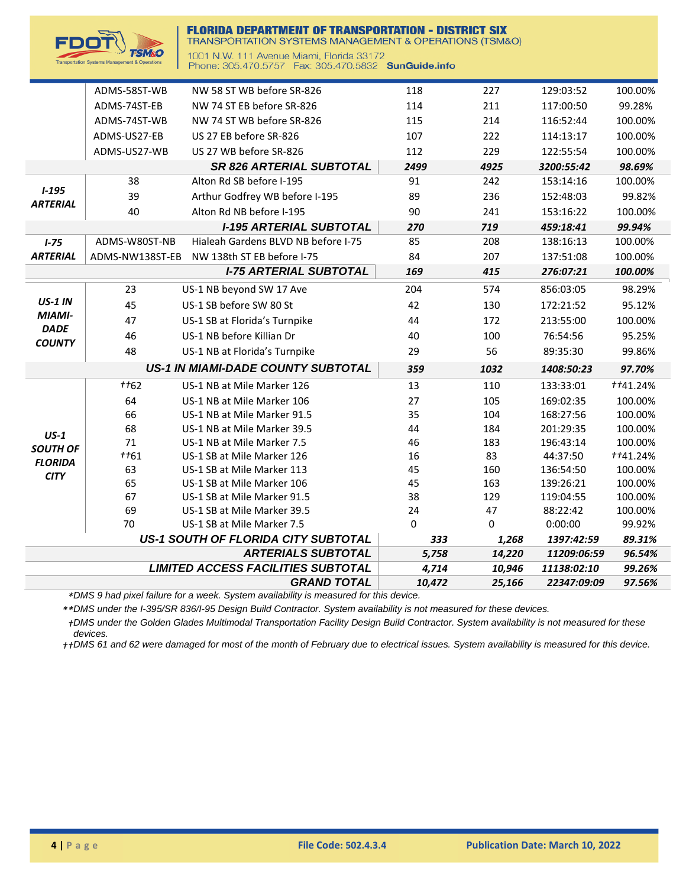| | | | | | | |
|---|---|---|---|---|---|---|
| | ADMS-58ST-WB | NW 58 ST WB before SR-826 | 118 | 227 | 129:03:52 | 100.00% |
| | ADMS-74ST-EB | NW 74 ST EB before SR-826 | 114 | 211 | 117:00:50 | 99.28% |
| | ADMS-74ST-WB | NW 74 ST WB before SR-826 | 115 | 214 | 116:52:44 | 100.00% |
| | ADMS-US27-EB | US 27 EB before SR-826 | 107 | 222 | 114:13:17 | 100.00% |
| | ADMS-US27-WB | US 27 WB before SR-826 | 112 | 229 | 122:55:54 | 100.00% |
| | | ***SR 826 ARTERIAL SUBTOTAL*** | ***2499*** | ***4925*** | ***3200:55:42*** | ***98.69%*** |
| ***I-195 ARTERIAL*** | 38 | Alton Rd SB before I-195 | 91 | 242 | 153:14:16 | 100.00% |
| | 39 | Arthur Godfrey WB before I-195 | 89 | 236 | 152:48:03 | 99.82% |
| | 40 | Alton Rd NB before I-195 | 90 | 241 | 153:16:22 | 100.00% |
| | | ***I-195 ARTERIAL SUBTOTAL*** | ***270*** | ***719*** | ***459:18:41*** | ***99.94%*** |
| ***I-75 ARTERIAL*** | ADMS-W80ST-NB | Hialeah Gardens BLVD NB before I-75 | 85 | 208 | 138:16:13 | 100.00% |
| | ADMS-NW138ST-EB | NW 138th ST EB before I-75 | 84 | 207 | 137:51:08 | 100.00% |
| | | ***I-75 ARTERIAL SUBTOTAL*** | ***169*** | ***415*** | ***276:07:21*** | ***100.00%*** |
| ***US-1 IN MIAMI-DADE COUNTY*** | 23 | US-1 NB beyond SW 17 Ave | 204 | 574 | 856:03:05 | 98.29% |
| | 45 | US-1 SB before SW 80 St | 42 | 130 | 172:21:52 | 95.12% |
| | 47 | US-1 SB at Florida's Turnpike | 44 | 172 | 213:55:00 | 100.00% |
| | 46 | US-1 NB before Killian Dr | 40 | 100 | 76:54:56 | 95.25% |
| | 48 | US-1 NB at Florida's Turnpike | 29 | 56 | 89:35:30 | 99.86% |
| | | ***US-1 IN MIAMI-DADE COUNTY SUBTOTAL*** | ***359*** | ***1032*** | ***1408:50:23*** | ***97.70%*** |
| ***US-1 SOUTH OF FLORIDA CITY*** | ††62 | US-1 NB at Mile Marker 126 | 13 | 110 | 133:33:01 | ††41.24% |
| | 64 | US-1 NB at Mile Marker 106 | 27 | 105 | 169:02:35 | 100.00% |
| | 66 | US-1 NB at Mile Marker 91.5 | 35 | 104 | 168:27:56 | 100.00% |
| | 68 | US-1 NB at Mile Marker 39.5 | 44 | 184 | 201:29:35 | 100.00% |
| | 71 | US-1 NB at Mile Marker 7.5 | 46 | 183 | 196:43:14 | 100.00% |
| | ††61 | US-1 SB at Mile Marker 126 | 16 | 83 | 44:37:50 | ††41.24% |
| | 63 | US-1 SB at Mile Marker 113 | 45 | 160 | 136:54:50 | 100.00% |
| | 65 | US-1 SB at Mile Marker 106 | 45 | 163 | 139:26:21 | 100.00% |
| | 67 | US-1 SB at Mile Marker 91.5 | 38 | 129 | 119:04:55 | 100.00% |
| | 69 | US-1 SB at Mile Marker 39.5 | 24 | 47 | 88:22:42 | 100.00% |
| | 70 | US-1 SB at Mile Marker 7.5 | 0 | 0 | 0:00:00 | 99.92% |
| | | ***US-1 SOUTH OF FLORIDA CITY SUBTOTAL*** | ***333*** | ***1,268*** | ***1397:42:59*** | ***89.31%*** |
| | | ***ARTERIALS SUBTOTAL*** | ***5,758*** | ***14,220*** | ***11209:06:59*** | ***96.54%*** |
| | | ***LIMITED ACCESS FACILITIES SUBTOTAL*** | ***4,714*** | ***10,946*** | ***11138:02:10*** | ***99.26%*** |
| | | ***GRAND TOTAL*** | ***10,472*** | ***25,166*** | ***22347:09:09*** | ***97.56%*** |

*\*DMS 9 had pixel failure for a week. System availability is measured for this device.*

*\*\*DMS under the I-395/SR 836/I-95 Design Build Contractor. System availability is not measured for these devices.*

*†DMS under the Golden Glades Multimodal Transportation Facility Design Build Contractor. System availability is not measured for these devices.*

*††DMS 61 and 62 were damaged for most of the month of February due to electrical issues. System availability is measured for this device.*